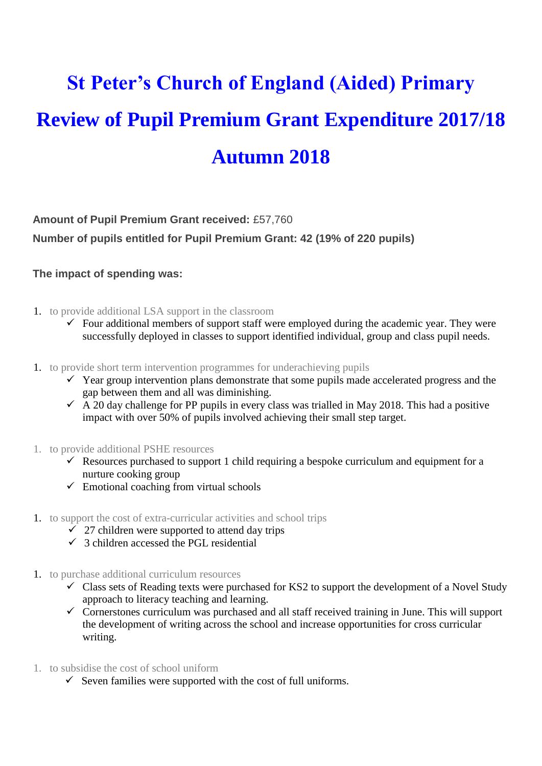# St Peter's Church of England (Aided) Primary

# Review of Pupil Premium Grant Expenditure 2017/18

# Autumn 2018

**Amount of Pupil Premium Grant received:** £57,760

**Number of pupils entitled for Pupil Premium Grant: 42 (19% of 220 pupils)**

**The impact of spending was:**

1. to provide additional LSA support in the classroom
   - ✓ Four additional members of support staff were employed during the academic year. They were successfully deployed in classes to support identified individual, group and class pupil needs.

1. to provide short term intervention programmes for underachieving pupils
   - ✓ Year group intervention plans demonstrate that some pupils made accelerated progress and the gap between them and all was diminishing.
   - ✓ A 20 day challenge for PP pupils in every class was trialled in May 2018. This had a positive impact with over 50% of pupils involved achieving their small step target.

1. to provide additional PSHE resources
   - ✓ Resources purchased to support 1 child requiring a bespoke curriculum and equipment for a nurture cooking group
   - ✓ Emotional coaching from virtual schools

1. to support the cost of extra-curricular activities and school trips
   - ✓ 27 children were supported to attend day trips
   - ✓ 3 children accessed the PGL residential

1. to purchase additional curriculum resources
   - ✓ Class sets of Reading texts were purchased for KS2 to support the development of a Novel Study approach to literacy teaching and learning.
   - ✓ Cornerstones curriculum was purchased and all staff received training in June. This will support the development of writing across the school and increase opportunities for cross curricular writing.

1. to subsidise the cost of school uniform
   - ✓ Seven families were supported with the cost of full uniforms.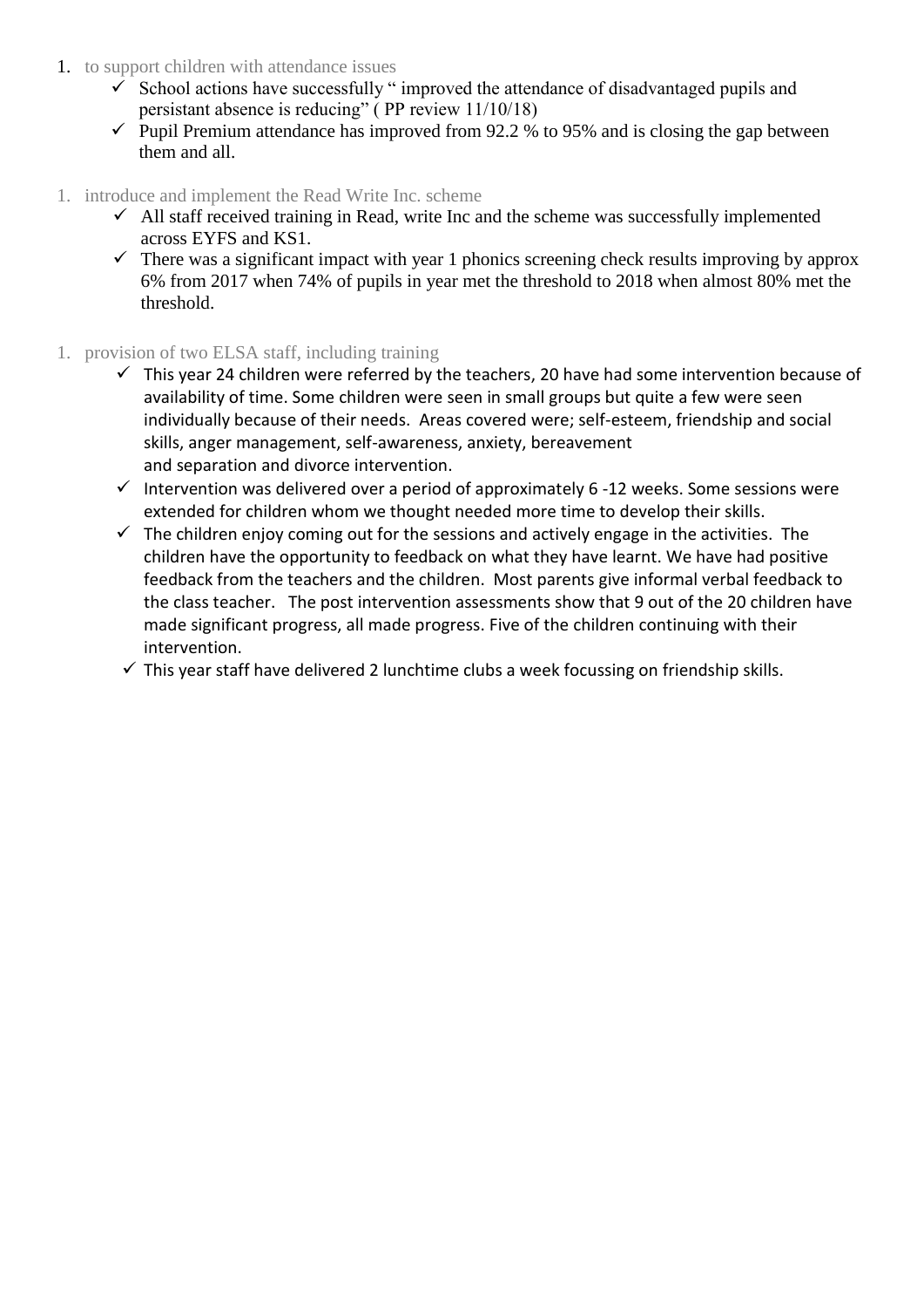1. to support children with attendance issues
   - ✓ School actions have successfully " improved the attendance of disadvantaged pupils and persistant absence is reducing" ( PP review 11/10/18)
   - ✓ Pupil Premium attendance has improved from 92.2 % to 95% and is closing the gap between them and all.

1. introduce and implement the Read Write Inc. scheme
   - ✓ All staff received training in Read, write Inc and the scheme was successfully implemented across EYFS and KS1.
   - ✓ There was a significant impact with year 1 phonics screening check results improving by approx 6% from 2017 when 74% of pupils in year met the threshold to 2018 when almost 80% met the threshold.

1. provision of two ELSA staff, including training
   - ✓ This year 24 children were referred by the teachers, 20 have had some intervention because of availability of time. Some children were seen in small groups but quite a few were seen individually because of their needs. Areas covered were; self-esteem, friendship and social skills, anger management, self-awareness, anxiety, bereavement and separation and divorce intervention.
   - ✓ Intervention was delivered over a period of approximately 6 -12 weeks. Some sessions were extended for children whom we thought needed more time to develop their skills.
   - ✓ The children enjoy coming out for the sessions and actively engage in the activities. The children have the opportunity to feedback on what they have learnt. We have had positive feedback from the teachers and the children. Most parents give informal verbal feedback to the class teacher. The post intervention assessments show that 9 out of the 20 children have made significant progress, all made progress. Five of the children continuing with their intervention.
   - ✓ This year staff have delivered 2 lunchtime clubs a week focussing on friendship skills.